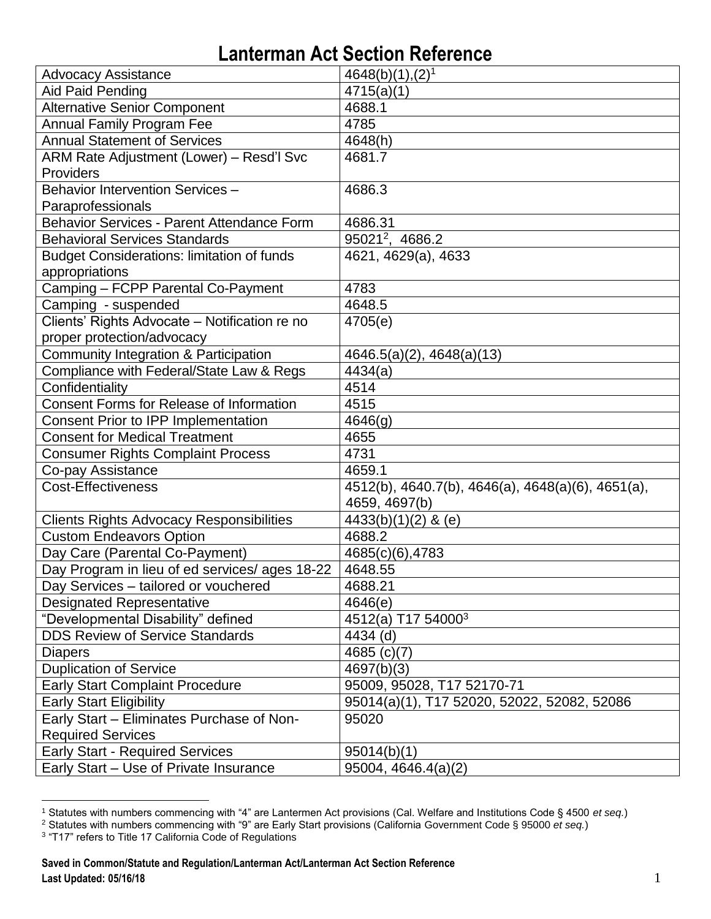# Lanterman Act Section Reference

| | |
|---|---|
| Advocacy Assistance | 4648(b)(1),(2)[1] |
| Aid Paid Pending | 4715(a)(1) |
| Alternative Senior Component | 4688.1 |
| Annual Family Program Fee | 4785 |
| Annual Statement of Services | 4648(h) |
| ARM Rate Adjustment (Lower) – Resd'l Svc Providers | 4681.7 |
| Behavior Intervention Services – Paraprofessionals | 4686.3 |
| Behavior Services - Parent Attendance Form | 4686.31 |
| Behavioral Services Standards | 95021[2], 4686.2 |
| Budget Considerations: limitation of funds appropriations | 4621, 4629(a), 4633 |
| Camping – FCPP Parental Co-Payment | 4783 |
| Camping - suspended | 4648.5 |
| Clients' Rights Advocate – Notification re no proper protection/advocacy | 4705(e) |
| Community Integration & Participation | 4646.5(a)(2), 4648(a)(13) |
| Compliance with Federal/State Law & Regs | 4434(a) |
| Confidentiality | 4514 |
| Consent Forms for Release of Information | 4515 |
| Consent Prior to IPP Implementation | 4646(g) |
| Consent for Medical Treatment | 4655 |
| Consumer Rights Complaint Process | 4731 |
| Co-pay Assistance | 4659.1 |
| Cost-Effectiveness | 4512(b), 4640.7(b), 4646(a), 4648(a)(6), 4651(a), 4659, 4697(b) |
| Clients Rights Advocacy Responsibilities | 4433(b)(1)(2) & (e) |
| Custom Endeavors Option | 4688.2 |
| Day Care (Parental Co-Payment) | 4685(c)(6),4783 |
| Day Program in lieu of ed services/ ages 18-22 | 4648.55 |
| Day Services – tailored or vouchered | 4688.21 |
| Designated Representative | 4646(e) |
| "Developmental Disability" defined | 4512(a) T17 54000[3] |
| DDS Review of Service Standards | 4434 (d) |
| Diapers | 4685 (c)(7) |
| Duplication of Service | 4697(b)(3) |
| Early Start Complaint Procedure | 95009, 95028, T17 52170-71 |
| Early Start Eligibility | 95014(a)(1), T17 52020, 52022, 52082, 52086 |
| Early Start – Eliminates Purchase of Non-Required Services | 95020 |
| Early Start - Required Services | 95014(b)(1) |
| Early Start – Use of Private Insurance | 95004, 4646.4(a)(2) |

[1] Statutes with numbers commencing with "4" are Lantermen Act provisions (Cal. Welfare and Institutions Code § 4500 *et seq.*)

[2] Statutes with numbers commencing with "9" are Early Start provisions (California Government Code § 95000 *et seq.*)

[3] "T17" refers to Title 17 California Code of Regulations

**Saved in Common/Statute and Regulation/Lanterman Act/Lanterman Act Section Reference**
**Last Updated: 05/16/18**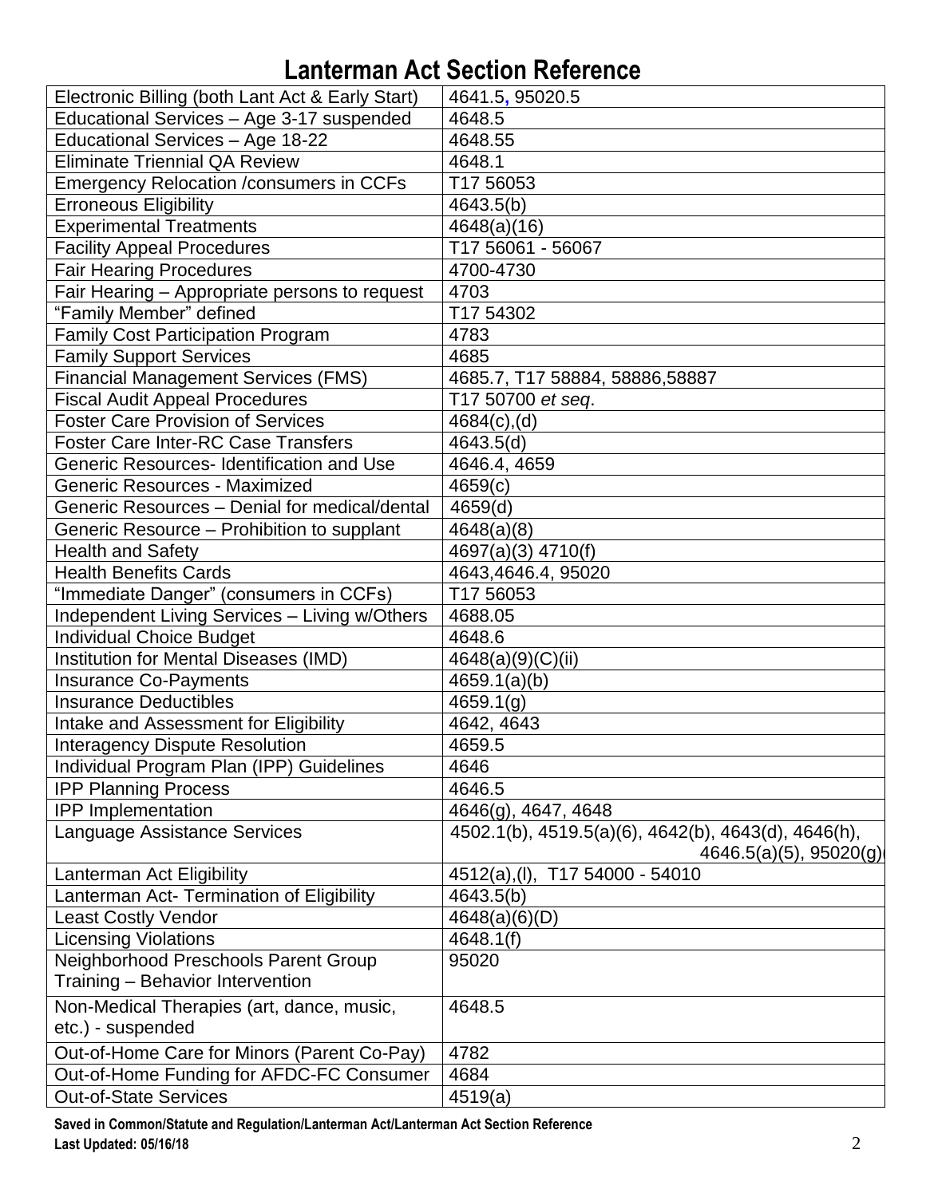# Lanterman Act Section Reference

| | |
|---|---|
| Electronic Billing (both Lant Act & Early Start) | 4641.5, 95020.5 |
| Educational Services – Age 3-17 suspended | 4648.5 |
| Educational Services – Age 18-22 | 4648.55 |
| Eliminate Triennial QA Review | 4648.1 |
| Emergency Relocation /consumers in CCFs | T17 56053 |
| Erroneous Eligibility | 4643.5(b) |
| Experimental Treatments | 4648(a)(16) |
| Facility Appeal Procedures | T17 56061 - 56067 |
| Fair Hearing Procedures | 4700-4730 |
| Fair Hearing – Appropriate persons to request | 4703 |
| "Family Member" defined | T17 54302 |
| Family Cost Participation Program | 4783 |
| Family Support Services | 4685 |
| Financial Management Services (FMS) | 4685.7, T17 58884, 58886,58887 |
| Fiscal Audit Appeal Procedures | T17 50700 *et seq*. |
| Foster Care Provision of Services | 4684(c),(d) |
| Foster Care Inter-RC Case Transfers | 4643.5(d) |
| Generic Resources- Identification and Use | 4646.4, 4659 |
| Generic Resources - Maximized | 4659(c) |
| Generic Resources – Denial for medical/dental | 4659(d) |
| Generic Resource – Prohibition to supplant | 4648(a)(8) |
| Health and Safety | 4697(a)(3) 4710(f) |
| Health Benefits Cards | 4643,4646.4, 95020 |
| "Immediate Danger" (consumers in CCFs) | T17 56053 |
| Independent Living Services – Living w/Others | 4688.05 |
| Individual Choice Budget | 4648.6 |
| Institution for Mental Diseases (IMD) | 4648(a)(9)(C)(ii) |
| Insurance Co-Payments | 4659.1(a)(b) |
| Insurance Deductibles | 4659.1(g) |
| Intake and Assessment for Eligibility | 4642, 4643 |
| Interagency Dispute Resolution | 4659.5 |
| Individual Program Plan (IPP) Guidelines | 4646 |
| IPP Planning Process | 4646.5 |
| IPP Implementation | 4646(g), 4647, 4648 |
| Language Assistance Services | 4502.1(b), 4519.5(a)(6), 4642(b), 4643(d), 4646(h), 4646.5(a)(5), 95020(g) |
| Lanterman Act Eligibility | 4512(a),(l), T17 54000 - 54010 |
| Lanterman Act- Termination of Eligibility | 4643.5(b) |
| Least Costly Vendor | 4648(a)(6)(D) |
| Licensing Violations | 4648.1(f) |
| Neighborhood Preschools Parent Group Training – Behavior Intervention | 95020 |
| Non-Medical Therapies (art, dance, music, etc.) - suspended | 4648.5 |
| Out-of-Home Care for Minors (Parent Co-Pay) | 4782 |
| Out-of-Home Funding for AFDC-FC Consumer | 4684 |
| Out-of-State Services | 4519(a) |

**Saved in Common/Statute and Regulation/Lanterman Act/Lanterman Act Section Reference**
**Last Updated: 05/16/18**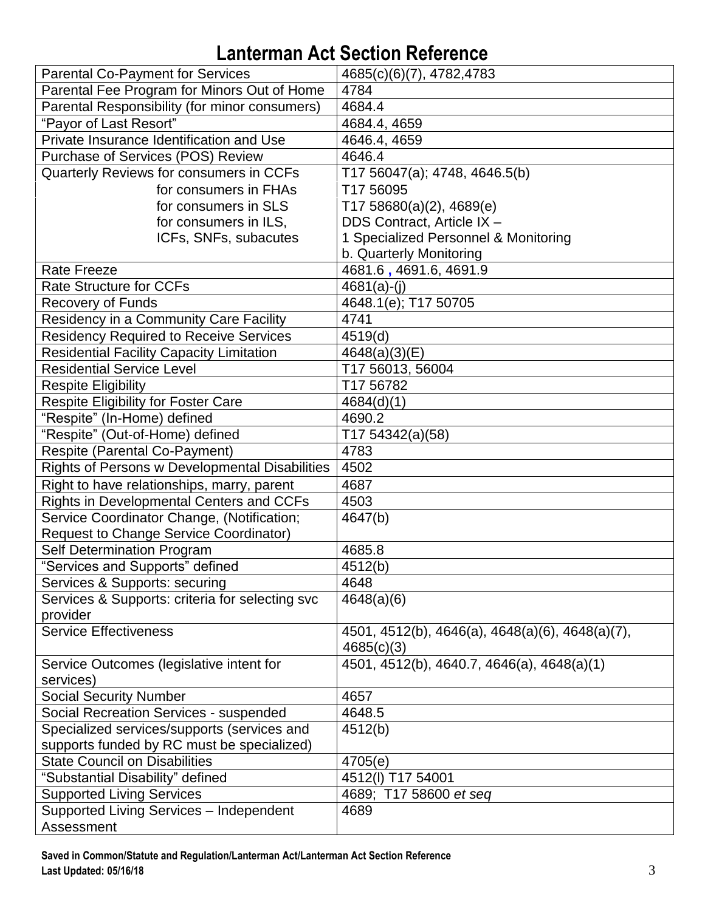# Lanterman Act Section Reference

| | |
|---|---|
| Parental Co-Payment for Services | 4685(c)(6)(7), 4782,4783 |
| Parental Fee Program for Minors Out of Home | 4784 |
| Parental Responsibility (for minor consumers) | 4684.4 |
| "Payor of Last Resort" | 4684.4, 4659 |
| Private Insurance Identification and Use | 4646.4, 4659 |
| Purchase of Services (POS) Review | 4646.4 |
| Quarterly Reviews for consumers in CCFs<br>for consumers in FHAs<br>for consumers in SLS<br>for consumers in ILS,<br>ICFs, SNFs, subacutes | T17 56047(a); 4748, 4646.5(b)<br>T17 56095<br>T17 58680(a)(2), 4689(e)<br>DDS Contract, Article IX –<br>1 Specialized Personnel & Monitoring<br>b. Quarterly Monitoring |
| Rate Freeze | 4681.6 , 4691.6, 4691.9 |
| Rate Structure for CCFs | 4681(a)-(j) |
| Recovery of Funds | 4648.1(e); T17 50705 |
| Residency in a Community Care Facility | 4741 |
| Residency Required to Receive Services | 4519(d) |
| Residential Facility Capacity Limitation | 4648(a)(3)(E) |
| Residential Service Level | T17 56013, 56004 |
| Respite Eligibility | T17 56782 |
| Respite Eligibility for Foster Care | 4684(d)(1) |
| "Respite" (In-Home) defined | 4690.2 |
| "Respite" (Out-of-Home) defined | T17 54342(a)(58) |
| Respite (Parental Co-Payment) | 4783 |
| Rights of Persons w Developmental Disabilities | 4502 |
| Right to have relationships, marry, parent | 4687 |
| Rights in Developmental Centers and CCFs | 4503 |
| Service Coordinator Change, (Notification; Request to Change Service Coordinator) | 4647(b) |
| Self Determination Program | 4685.8 |
| "Services and Supports" defined | 4512(b) |
| Services & Supports: securing | 4648 |
| Services & Supports: criteria for selecting svc provider | 4648(a)(6) |
| Service Effectiveness | 4501, 4512(b), 4646(a), 4648(a)(6), 4648(a)(7), 4685(c)(3) |
| Service Outcomes (legislative intent for services) | 4501, 4512(b), 4640.7, 4646(a), 4648(a)(1) |
| Social Security Number | 4657 |
| Social Recreation Services - suspended | 4648.5 |
| Specialized services/supports (services and supports funded by RC must be specialized) | 4512(b) |
| State Council on Disabilities | 4705(e) |
| "Substantial Disability" defined | 4512(l) T17 54001 |
| Supported Living Services | 4689; T17 58600 *et seq* |
| Supported Living Services – Independent Assessment | 4689 |

**Saved in Common/Statute and Regulation/Lanterman Act/Lanterman Act Section Reference**
**Last Updated: 05/16/18**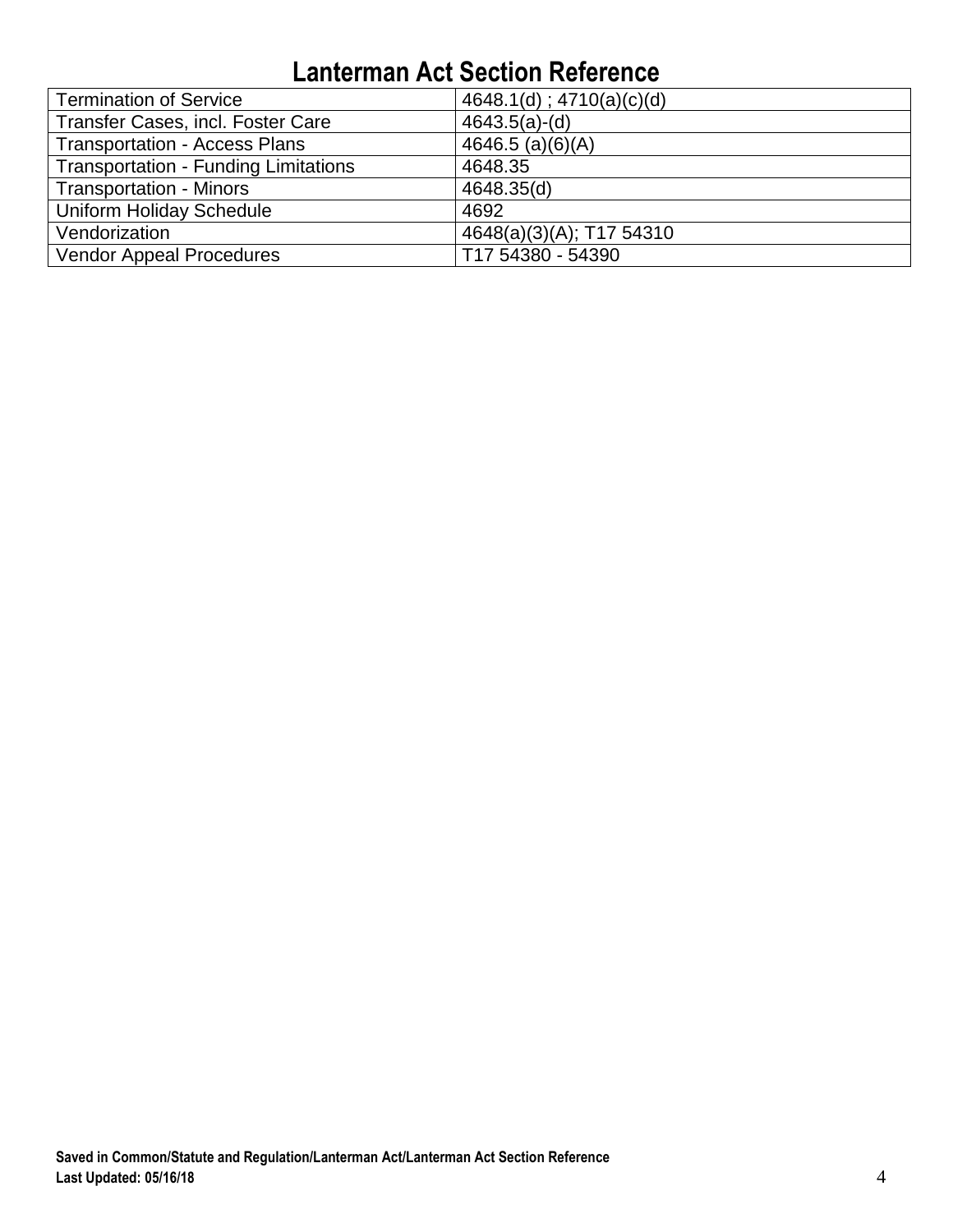# Lanterman Act Section Reference

| | |
|---|---|
| Termination of Service | 4648.1(d) ; 4710(a)(c)(d) |
| Transfer Cases, incl. Foster Care | 4643.5(a)-(d) |
| Transportation - Access Plans | 4646.5 (a)(6)(A) |
| Transportation - Funding Limitations | 4648.35 |
| Transportation - Minors | 4648.35(d) |
| Uniform Holiday Schedule | 4692 |
| Vendorization | 4648(a)(3)(A); T17 54310 |
| Vendor Appeal Procedures | T17 54380 - 54390 |

**Saved in Common/Statute and Regulation/Lanterman Act/Lanterman Act Section Reference**
**Last Updated: 05/16/18**